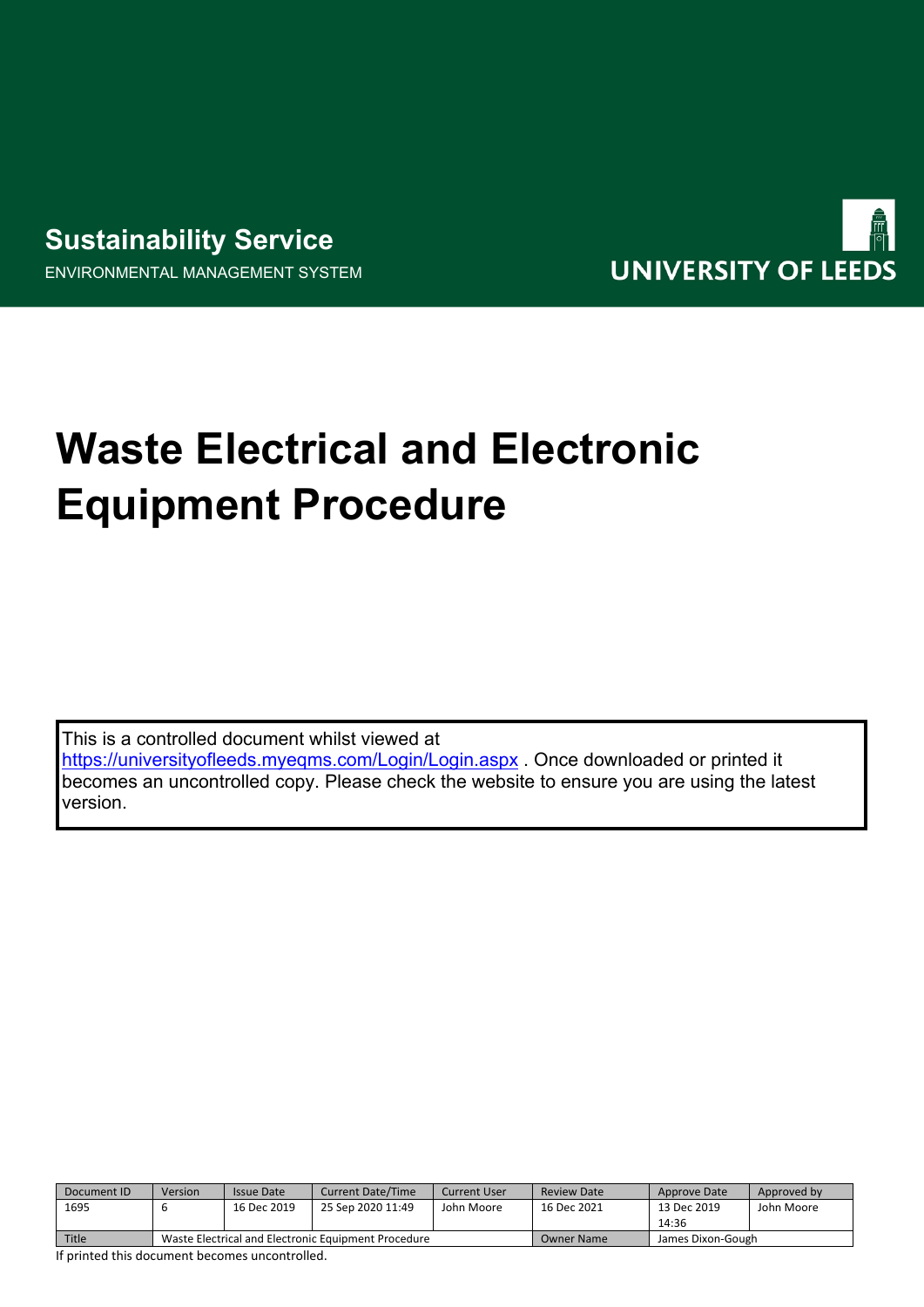**Sustainability Service**

ENVIRONMENTAL MANAGEMENT SYSTEM

UNIVERSITY OF LEEDS

# Waste Electrical and Electronic Equipment Procedure

This is a controlled document whilst viewed at https://universityofleeds.myeqms.com/Login/Login.aspx . Once downloaded or printed it becomes an uncontrolled copy. Please check the website to ensure you are using the latest version.

| Document ID | Version | Issue Date | Current Date/Time | Current User | Review Date | Approve Date | Approved by |
|---|---|---|---|---|---|---|---|
| 1695 | 6 | 16 Dec 2019 | 25 Sep 2020 11:49 | John Moore | 16 Dec 2021 | 13 Dec 2019 14:36 | John Moore |
| Title | Waste Electrical and Electronic Equipment Procedure | | | | Owner Name | James Dixon-Gough | |

If printed this document becomes uncontrolled.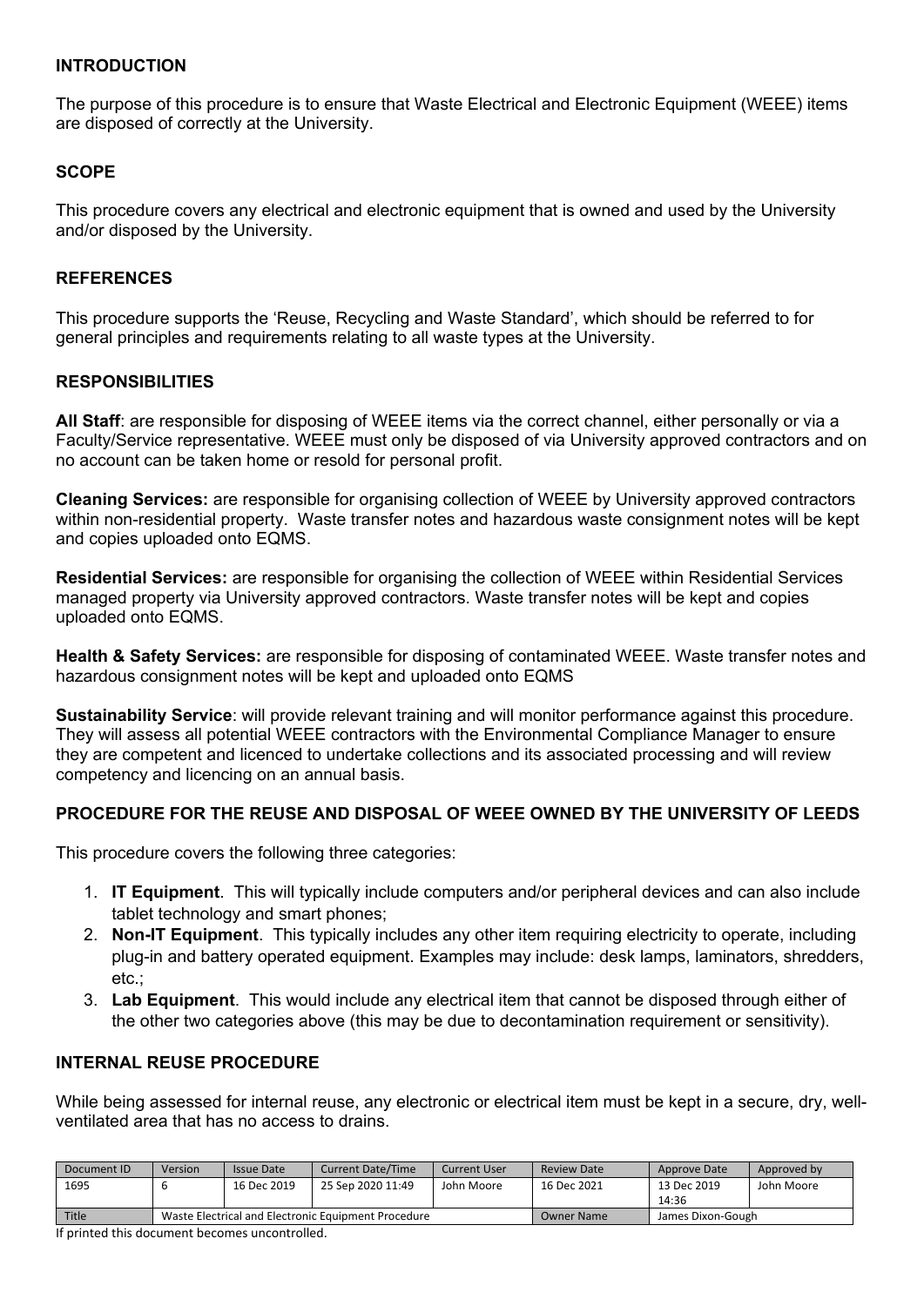## INTRODUCTION

The purpose of this procedure is to ensure that Waste Electrical and Electronic Equipment (WEEE) items are disposed of correctly at the University.

## SCOPE

This procedure covers any electrical and electronic equipment that is owned and used by the University and/or disposed by the University.

## REFERENCES

This procedure supports the 'Reuse, Recycling and Waste Standard', which should be referred to for general principles and requirements relating to all waste types at the University.

## RESPONSIBILITIES

**All Staff**: are responsible for disposing of WEEE items via the correct channel, either personally or via a Faculty/Service representative. WEEE must only be disposed of via University approved contractors and on no account can be taken home or resold for personal profit.

**Cleaning Services:** are responsible for organising collection of WEEE by University approved contractors within non-residential property. Waste transfer notes and hazardous waste consignment notes will be kept and copies uploaded onto EQMS.

**Residential Services:** are responsible for organising the collection of WEEE within Residential Services managed property via University approved contractors. Waste transfer notes will be kept and copies uploaded onto EQMS.

**Health & Safety Services:** are responsible for disposing of contaminated WEEE. Waste transfer notes and hazardous consignment notes will be kept and uploaded onto EQMS

**Sustainability Service**: will provide relevant training and will monitor performance against this procedure. They will assess all potential WEEE contractors with the Environmental Compliance Manager to ensure they are competent and licenced to undertake collections and its associated processing and will review competency and licencing on an annual basis.

## PROCEDURE FOR THE REUSE AND DISPOSAL OF WEEE OWNED BY THE UNIVERSITY OF LEEDS

This procedure covers the following three categories:

1. **IT Equipment**. This will typically include computers and/or peripheral devices and can also include tablet technology and smart phones;
2. **Non-IT Equipment**. This typically includes any other item requiring electricity to operate, including plug-in and battery operated equipment. Examples may include: desk lamps, laminators, shredders, etc.;
3. **Lab Equipment**. This would include any electrical item that cannot be disposed through either of the other two categories above (this may be due to decontamination requirement or sensitivity).

## INTERNAL REUSE PROCEDURE

While being assessed for internal reuse, any electronic or electrical item must be kept in a secure, dry, well-ventilated area that has no access to drains.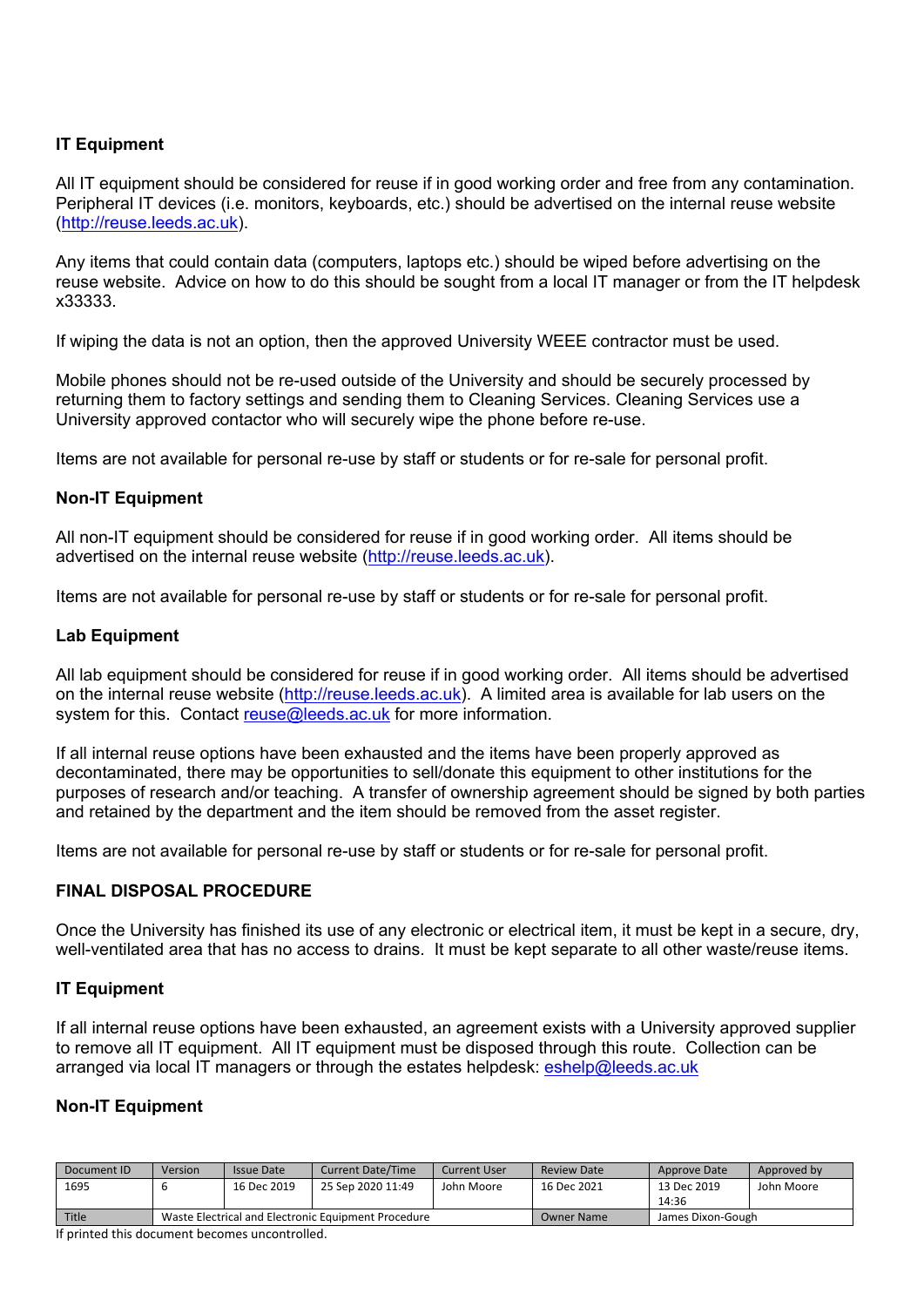### IT Equipment

All IT equipment should be considered for reuse if in good working order and free from any contamination. Peripheral IT devices (i.e. monitors, keyboards, etc.) should be advertised on the internal reuse website (http://reuse.leeds.ac.uk).

Any items that could contain data (computers, laptops etc.) should be wiped before advertising on the reuse website. Advice on how to do this should be sought from a local IT manager or from the IT helpdesk x33333.

If wiping the data is not an option, then the approved University WEEE contractor must be used.

Mobile phones should not be re-used outside of the University and should be securely processed by returning them to factory settings and sending them to Cleaning Services. Cleaning Services use a University approved contactor who will securely wipe the phone before re-use.

Items are not available for personal re-use by staff or students or for re-sale for personal profit.

### Non-IT Equipment

All non-IT equipment should be considered for reuse if in good working order. All items should be advertised on the internal reuse website (http://reuse.leeds.ac.uk).

Items are not available for personal re-use by staff or students or for re-sale for personal profit.

### Lab Equipment

All lab equipment should be considered for reuse if in good working order. All items should be advertised on the internal reuse website (http://reuse.leeds.ac.uk). A limited area is available for lab users on the system for this. Contact reuse@leeds.ac.uk for more information.

If all internal reuse options have been exhausted and the items have been properly approved as decontaminated, there may be opportunities to sell/donate this equipment to other institutions for the purposes of research and/or teaching. A transfer of ownership agreement should be signed by both parties and retained by the department and the item should be removed from the asset register.

Items are not available for personal re-use by staff or students or for re-sale for personal profit.

## FINAL DISPOSAL PROCEDURE

Once the University has finished its use of any electronic or electrical item, it must be kept in a secure, dry, well-ventilated area that has no access to drains. It must be kept separate to all other waste/reuse items.

### IT Equipment

If all internal reuse options have been exhausted, an agreement exists with a University approved supplier to remove all IT equipment. All IT equipment must be disposed through this route. Collection can be arranged via local IT managers or through the estates helpdesk: eshelp@leeds.ac.uk

### Non-IT Equipment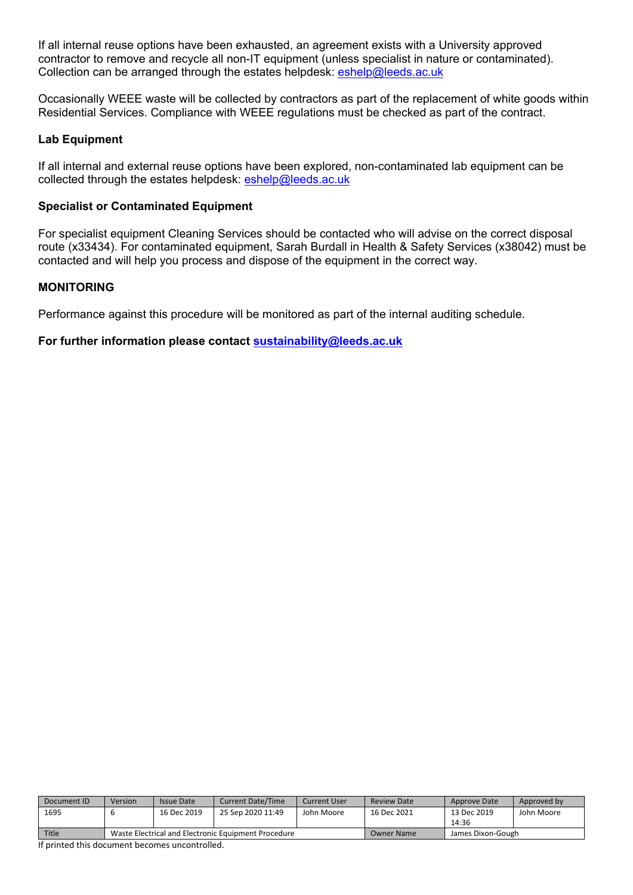If all internal reuse options have been exhausted, an agreement exists with a University approved contractor to remove and recycle all non-IT equipment (unless specialist in nature or contaminated). Collection can be arranged through the estates helpdesk: eshelp@leeds.ac.uk

Occasionally WEEE waste will be collected by contractors as part of the replacement of white goods within Residential Services. Compliance with WEEE regulations must be checked as part of the contract.

**Lab Equipment**

If all internal and external reuse options have been explored, non-contaminated lab equipment can be collected through the estates helpdesk: eshelp@leeds.ac.uk

**Specialist or Contaminated Equipment**

For specialist equipment Cleaning Services should be contacted who will advise on the correct disposal route (x33434). For contaminated equipment, Sarah Burdall in Health & Safety Services (x38042) must be contacted and will help you process and dispose of the equipment in the correct way.

**MONITORING**

Performance against this procedure will be monitored as part of the internal auditing schedule.

**For further information please contact sustainability@leeds.ac.uk**